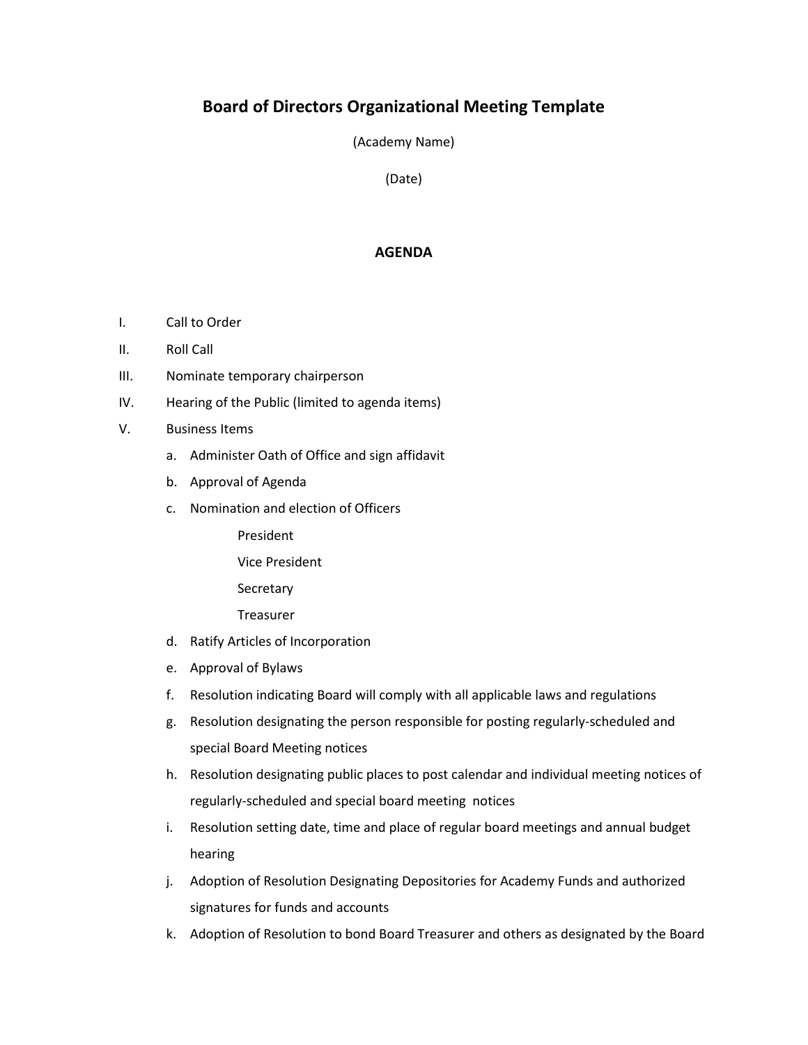# Board of Directors Organizational Meeting Template

(Academy Name)

(Date)

## AGENDA

I. Call to Order

II. Roll Call

III. Nominate temporary chairperson

IV. Hearing of the Public (limited to agenda items)

V. Business Items

   a. Administer Oath of Office and sign affidavit

   b. Approval of Agenda

   c. Nomination and election of Officers

      President

      Vice President

      Secretary

      Treasurer

   d. Ratify Articles of Incorporation

   e. Approval of Bylaws

   f. Resolution indicating Board will comply with all applicable laws and regulations

   g. Resolution designating the person responsible for posting regularly-scheduled and special Board Meeting notices

   h. Resolution designating public places to post calendar and individual meeting notices of regularly-scheduled and special board meeting notices

   i. Resolution setting date, time and place of regular board meetings and annual budget hearing

   j. Adoption of Resolution Designating Depositories for Academy Funds and authorized signatures for funds and accounts

   k. Adoption of Resolution to bond Board Treasurer and others as designated by the Board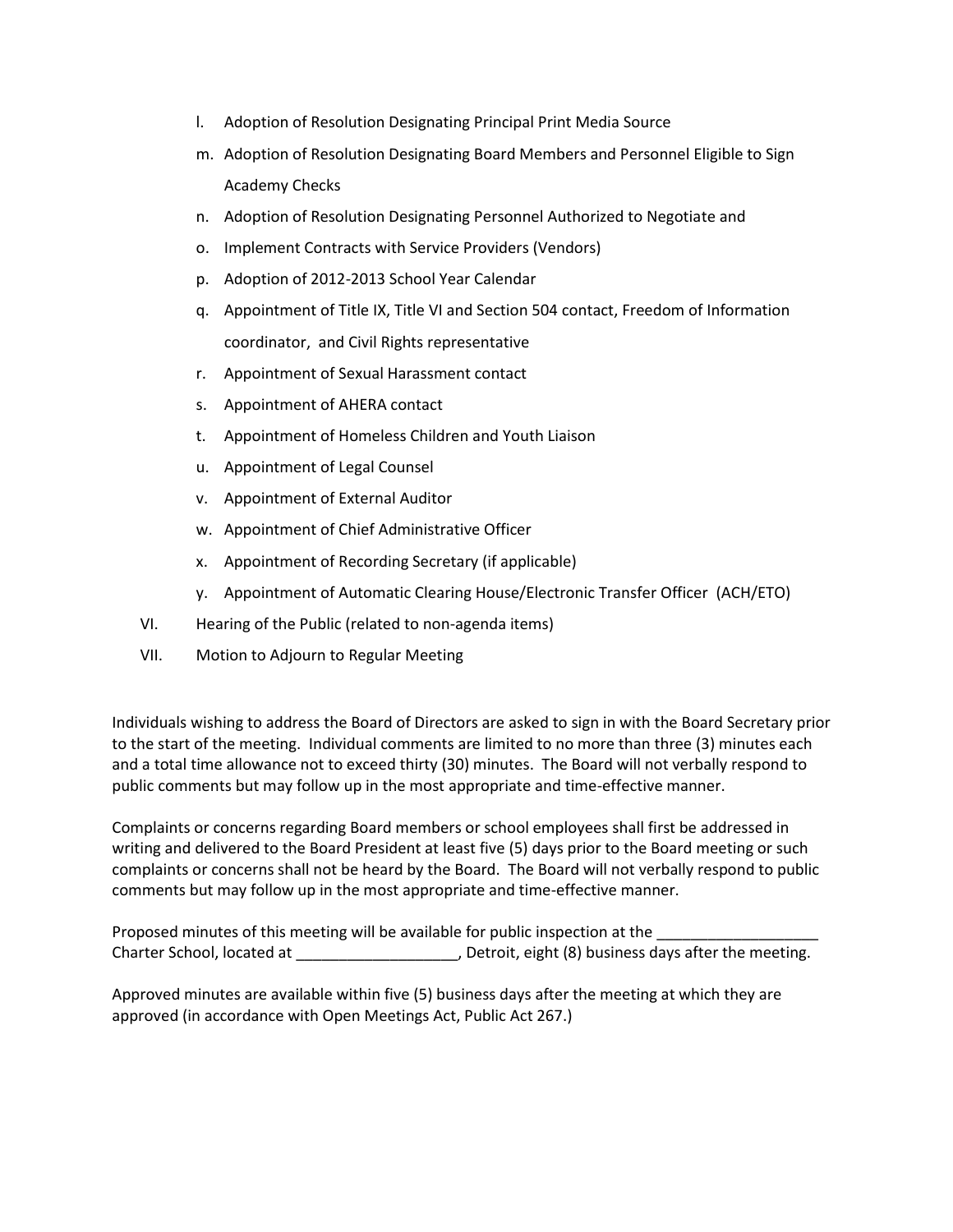l. Adoption of Resolution Designating Principal Print Media Source

m. Adoption of Resolution Designating Board Members and Personnel Eligible to Sign Academy Checks

n. Adoption of Resolution Designating Personnel Authorized to Negotiate and

o. Implement Contracts with Service Providers (Vendors)

p. Adoption of 2012-2013 School Year Calendar

q. Appointment of Title IX, Title VI and Section 504 contact, Freedom of Information coordinator, and Civil Rights representative

r. Appointment of Sexual Harassment contact

s. Appointment of AHERA contact

t. Appointment of Homeless Children and Youth Liaison

u. Appointment of Legal Counsel

v. Appointment of External Auditor

w. Appointment of Chief Administrative Officer

x. Appointment of Recording Secretary (if applicable)

y. Appointment of Automatic Clearing House/Electronic Transfer Officer (ACH/ETO)

VI. Hearing of the Public (related to non-agenda items)

VII. Motion to Adjourn to Regular Meeting

Individuals wishing to address the Board of Directors are asked to sign in with the Board Secretary prior to the start of the meeting. Individual comments are limited to no more than three (3) minutes each and a total time allowance not to exceed thirty (30) minutes. The Board will not verbally respond to public comments but may follow up in the most appropriate and time-effective manner.

Complaints or concerns regarding Board members or school employees shall first be addressed in writing and delivered to the Board President at least five (5) days prior to the Board meeting or such complaints or concerns shall not be heard by the Board. The Board will not verbally respond to public comments but may follow up in the most appropriate and time-effective manner.

Proposed minutes of this meeting will be available for public inspection at the ___________________ Charter School, located at ___________________, Detroit, eight (8) business days after the meeting.

Approved minutes are available within five (5) business days after the meeting at which they are approved (in accordance with Open Meetings Act, Public Act 267.)